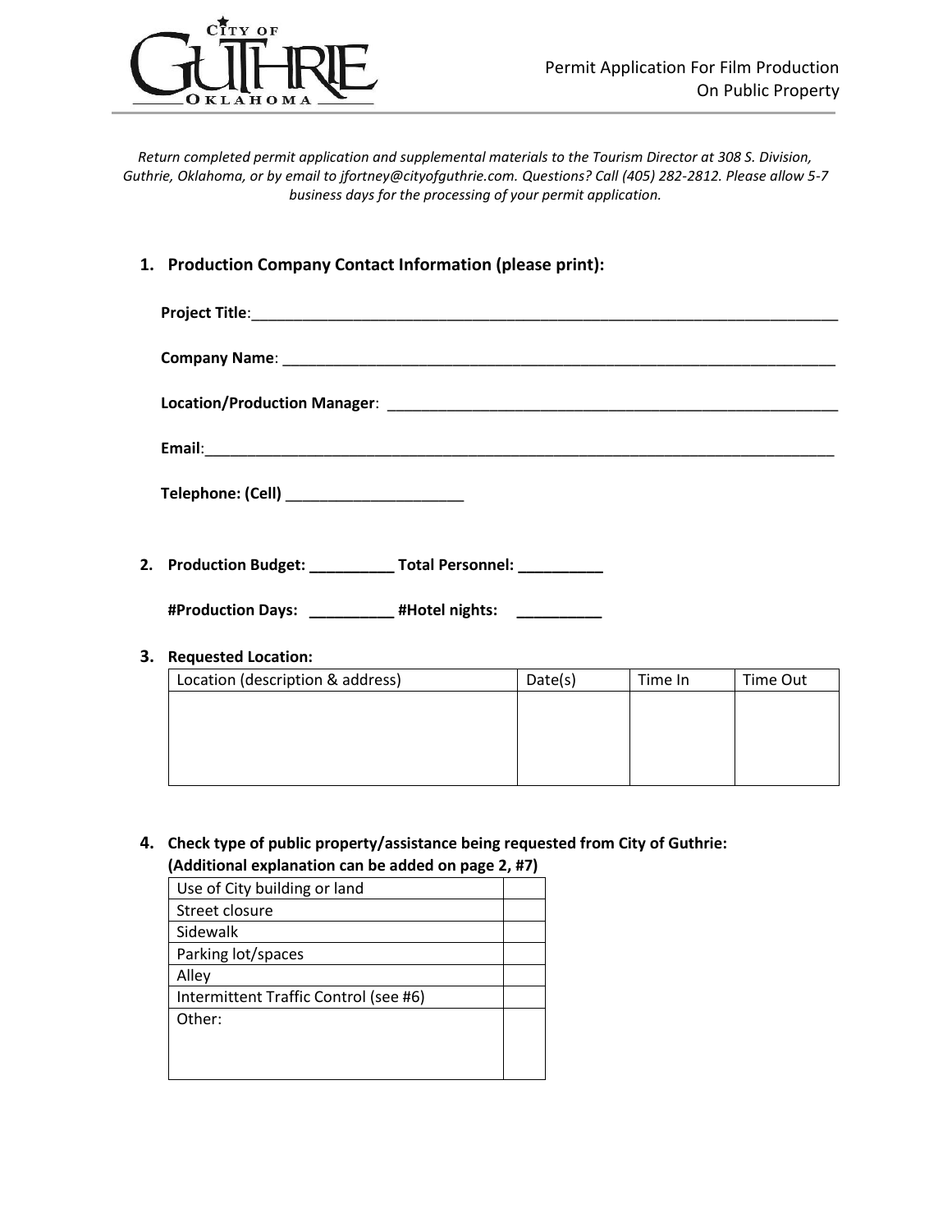CITY OF GUTHRIE OKLAHOMA

# Permit Application For Film Production On Public Property

*Return completed permit application and supplemental materials to the Tourism Director at 308 S. Division, Guthrie, Oklahoma, or by email to jfortney@cityofguthrie.com. Questions? Call (405) 282-2812. Please allow 5-7 business days for the processing of your permit application.*

1. **Production Company Contact Information (please print):**

   **Project Title**:\_\_\_\_\_\_\_\_\_\_\_\_\_\_\_\_\_\_\_\_\_\_\_\_\_\_\_\_\_\_\_\_\_\_\_\_\_\_\_\_\_\_\_\_\_\_\_\_\_\_\_\_\_\_\_\_\_\_\_\_

   **Company Name**: \_\_\_\_\_\_\_\_\_\_\_\_\_\_\_\_\_\_\_\_\_\_\_\_\_\_\_\_\_\_\_\_\_\_\_\_\_\_\_\_\_\_\_\_\_\_\_\_\_\_\_\_\_\_\_\_

   **Location/Production Manager**: \_\_\_\_\_\_\_\_\_\_\_\_\_\_\_\_\_\_\_\_\_\_\_\_\_\_\_\_\_\_\_\_\_\_\_\_\_\_\_\_\_\_\_\_

   **Email**:\_\_\_\_\_\_\_\_\_\_\_\_\_\_\_\_\_\_\_\_\_\_\_\_\_\_\_\_\_\_\_\_\_\_\_\_\_\_\_\_\_\_\_\_\_\_\_\_\_\_\_\_\_\_\_\_\_\_\_\_\_\_

   **Telephone: (Cell)** \_\_\_\_\_\_\_\_\_\_\_\_\_\_\_\_\_\_\_\_

2. **Production Budget: \_\_\_\_\_\_\_\_\_\_ Total Personnel: \_\_\_\_\_\_\_\_\_\_**

   **#Production Days: \_\_\_\_\_\_\_\_\_\_ #Hotel nights: \_\_\_\_\_\_\_\_\_\_**

3. **Requested Location:**

| Location (description & address) | Date(s) | Time In | Time Out |
|---|---|---|---|
| | | | |

4. **Check type of public property/assistance being requested from City of Guthrie: (Additional explanation can be added on page 2, #7)**

| | |
|---|---|
| Use of City building or land | |
| Street closure | |
| Sidewalk | |
| Parking lot/spaces | |
| Alley | |
| Intermittent Traffic Control (see #6) | |
| Other: | |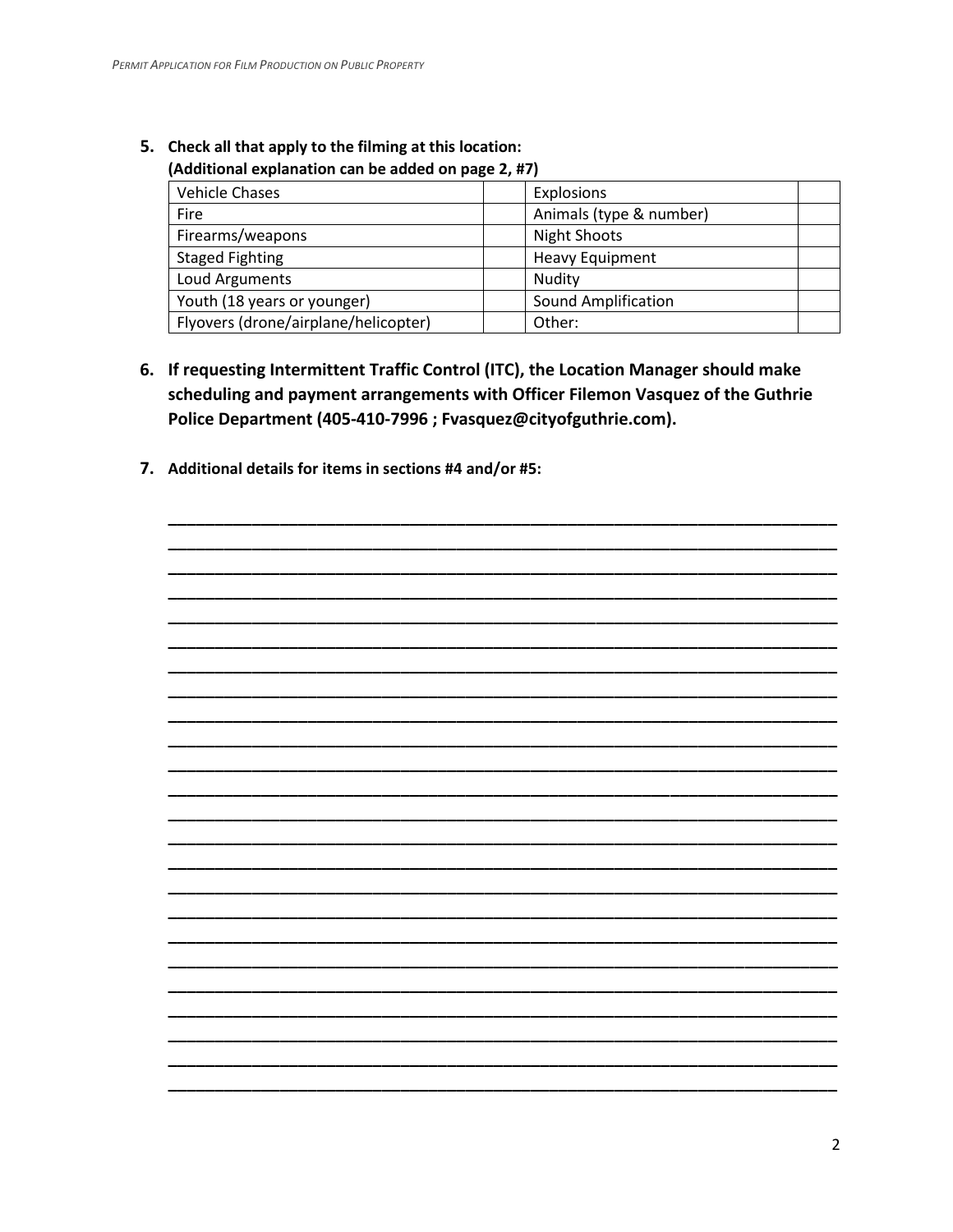5. **Check all that apply to the filming at this location:**
   **(Additional explanation can be added on page 2, #7)**

| Vehicle Chases | | Explosions | |
|---|---|---|---|
| Fire | | Animals (type & number) | |
| Firearms/weapons | | Night Shoots | |
| Staged Fighting | | Heavy Equipment | |
| Loud Arguments | | Nudity | |
| Youth (18 years or younger) | | Sound Amplification | |
| Flyovers (drone/airplane/helicopter) | | Other: | |

6. **If requesting Intermittent Traffic Control (ITC), the Location Manager should make scheduling and payment arrangements with Officer Filemon Vasquez of the Guthrie Police Department (405-410-7996 ; Fvasquez@cityofguthrie.com).**

7. **Additional details for items in sections #4 and/or #5:**

_______________________________________________________________________________
_______________________________________________________________________________
_______________________________________________________________________________
_______________________________________________________________________________
_______________________________________________________________________________
_______________________________________________________________________________
_______________________________________________________________________________
_______________________________________________________________________________
_______________________________________________________________________________
_______________________________________________________________________________
_______________________________________________________________________________
_______________________________________________________________________________
_______________________________________________________________________________
_______________________________________________________________________________
_______________________________________________________________________________
_______________________________________________________________________________
_______________________________________________________________________________
_______________________________________________________________________________
_______________________________________________________________________________
_______________________________________________________________________________
_______________________________________________________________________________
_______________________________________________________________________________
_______________________________________________________________________________
_______________________________________________________________________________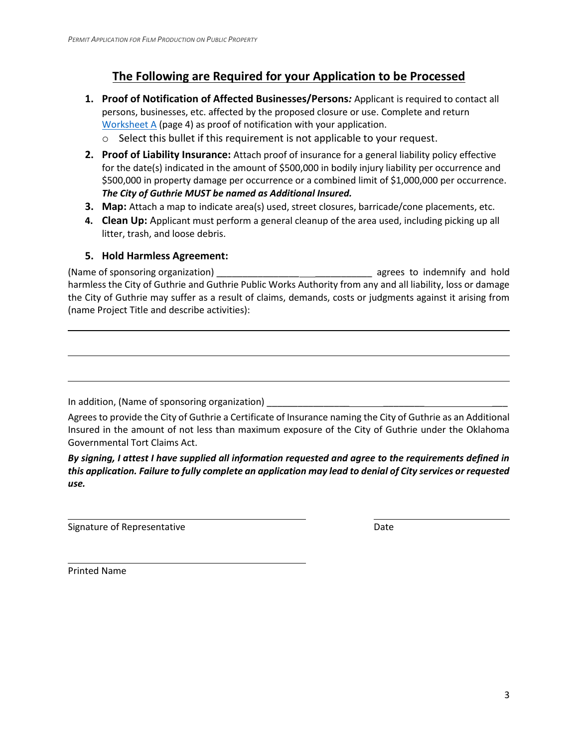## The Following are Required for your Application to be Processed

1. **Proof of Notification of Affected Businesses/Persons*:*** Applicant is required to contact all persons, businesses, etc. affected by the proposed closure or use. Complete and return Worksheet A (page 4) as proof of notification with your application.
   - Select this bullet if this requirement is not applicable to your request.
2. **Proof of Liability Insurance:** Attach proof of insurance for a general liability policy effective for the date(s) indicated in the amount of $500,000 in bodily injury liability per occurrence and $500,000 in property damage per occurrence or a combined limit of $1,000,000 per occurrence. ***The City of Guthrie MUST be named as Additional Insured.***
3. **Map:** Attach a map to indicate area(s) used, street closures, barricade/cone placements, etc.
4. **Clean Up:** Applicant must perform a general cleanup of the area used, including picking up all litter, trash, and loose debris.
5. **Hold Harmless Agreement:**

(Name of sponsoring organization) ____________________________ agrees to indemnify and hold harmless the City of Guthrie and Guthrie Public Works Authority from any and all liability, loss or damage the City of Guthrie may suffer as a result of claims, demands, costs or judgments against it arising from (name Project Title and describe activities):

______________________________________________________________________________

______________________________________________________________________________

______________________________________________________________________________

In addition, (Name of sponsoring organization) ________________________________________

Agrees to provide the City of Guthrie a Certificate of Insurance naming the City of Guthrie as an Additional Insured in the amount of not less than maximum exposure of the City of Guthrie under the Oklahoma Governmental Tort Claims Act.

***By signing, I attest I have supplied all information requested and agree to the requirements defined in this application. Failure to fully complete an application may lead to denial of City services or requested use.***

______________________________ ______________

Signature of Representative Date

______________________________

Printed Name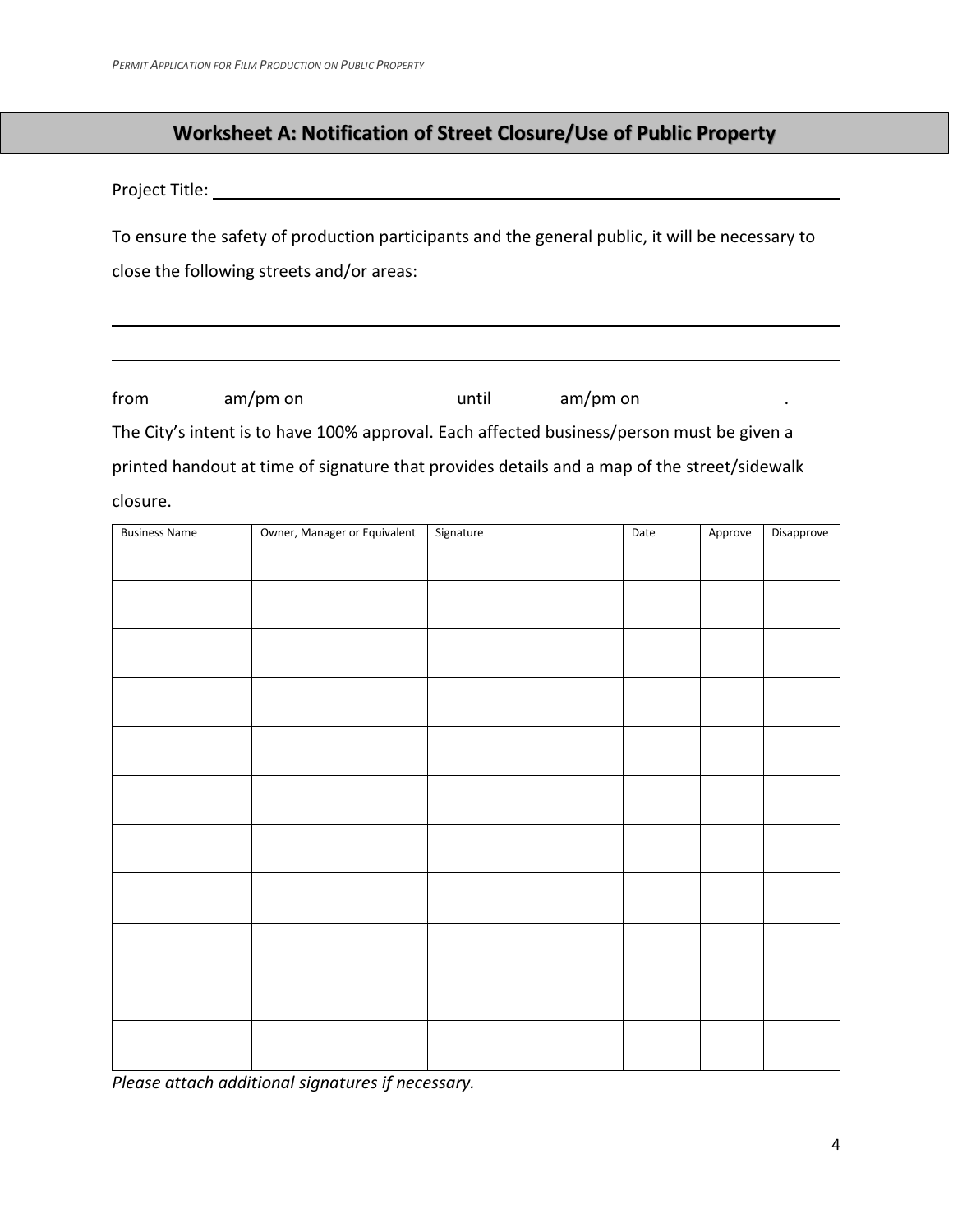## Worksheet A: Notification of Street Closure/Use of Public Property

Project Title: ________________________________________________________________

To ensure the safety of production participants and the general public, it will be necessary to close the following streets and/or areas:

________________________________________________________________________________

________________________________________________________________________________

from________am/pm on ________________until________am/pm on ________________.

The City's intent is to have 100% approval. Each affected business/person must be given a printed handout at time of signature that provides details and a map of the street/sidewalk closure.

| Business Name | Owner, Manager or Equivalent | Signature | Date | Approve | Disapprove |
|---|---|---|---|---|---|
| | | | | | |
| | | | | | |
| | | | | | |
| | | | | | |
| | | | | | |
| | | | | | |
| | | | | | |
| | | | | | |
| | | | | | |
| | | | | | |
| | | | | | |

*Please attach additional signatures if necessary.*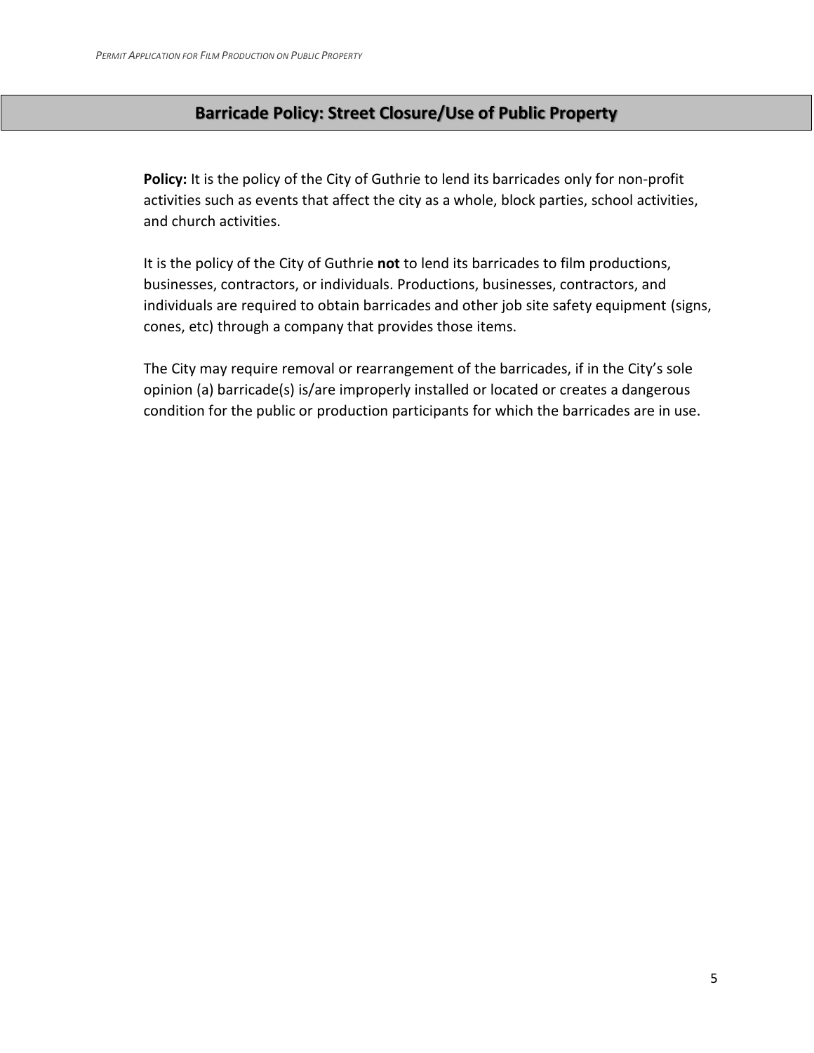## Barricade Policy: Street Closure/Use of Public Property

**Policy:** It is the policy of the City of Guthrie to lend its barricades only for non-profit activities such as events that affect the city as a whole, block parties, school activities, and church activities.

It is the policy of the City of Guthrie **not** to lend its barricades to film productions, businesses, contractors, or individuals. Productions, businesses, contractors, and individuals are required to obtain barricades and other job site safety equipment (signs, cones, etc) through a company that provides those items.

The City may require removal or rearrangement of the barricades, if in the City's sole opinion (a) barricade(s) is/are improperly installed or located or creates a dangerous condition for the public or production participants for which the barricades are in use.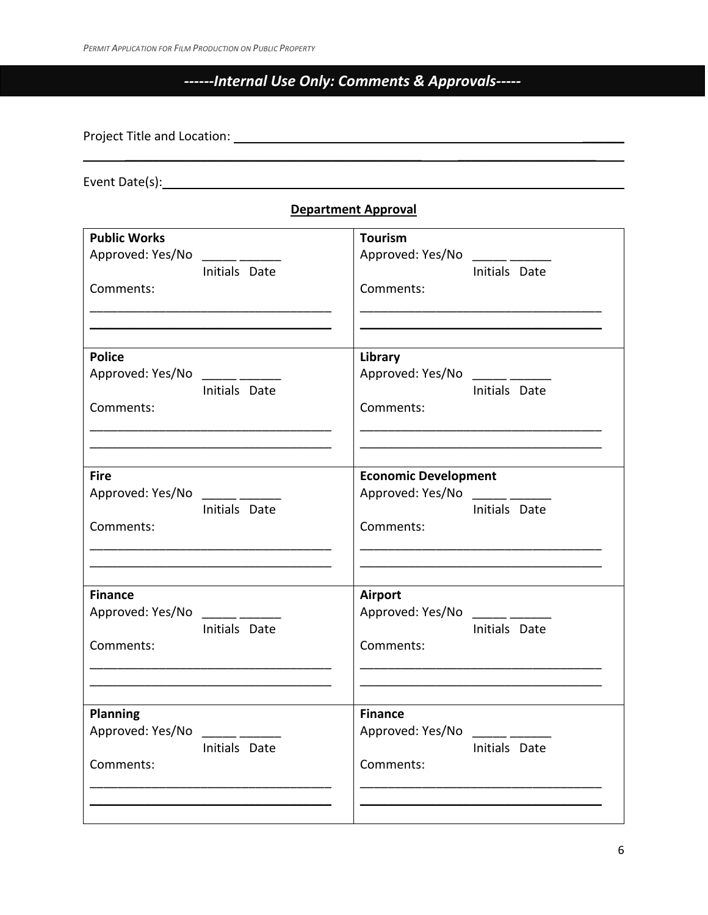## ------Internal Use Only: Comments & Approvals-----

Project Title and Location: ______________________________________________________________

______________________________________________________________________________

Event Date(s): ________________________________________________________________

**Department Approval**

| | |
|---|---|
| **Public Works**<br>Approved: Yes/No _____ ______<br>Initials Date<br>Comments:<br>___________________________________<br>___________________________________ | **Tourism**<br>Approved: Yes/No _____ ______<br>Initials Date<br>Comments:<br>___________________________________<br>___________________________________ |
| **Police**<br>Approved: Yes/No _____ ______<br>Initials Date<br>Comments:<br>___________________________________<br>___________________________________ | **Library**<br>Approved: Yes/No _____ ______<br>Initials Date<br>Comments:<br>___________________________________<br>___________________________________ |
| **Fire**<br>Approved: Yes/No _____ ______<br>Initials Date<br>Comments:<br>___________________________________<br>___________________________________ | **Economic Development**<br>Approved: Yes/No _____ ______<br>Initials Date<br>Comments:<br>___________________________________<br>___________________________________ |
| **Finance**<br>Approved: Yes/No _____ ______<br>Initials Date<br>Comments:<br>___________________________________<br>___________________________________ | **Airport**<br>Approved: Yes/No _____ ______<br>Initials Date<br>Comments:<br>___________________________________<br>___________________________________ |
| **Planning**<br>Approved: Yes/No _____ ______<br>Initials Date<br>Comments:<br>___________________________________<br>___________________________________ | **Finance**<br>Approved: Yes/No _____ ______<br>Initials Date<br>Comments:<br>___________________________________<br>___________________________________ |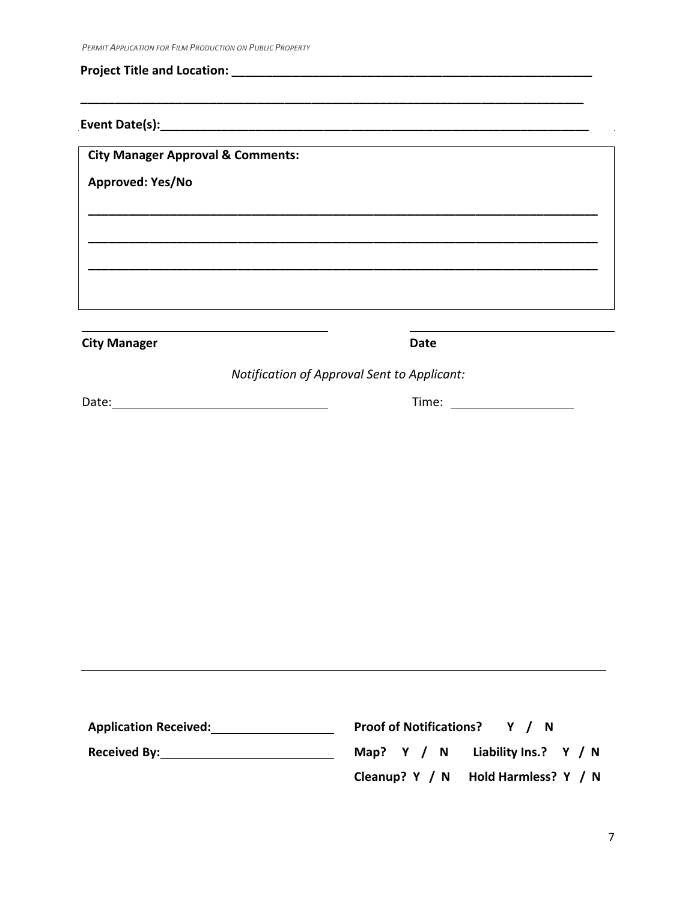**Project Title and Location:** ________________________________________________________

___________________________________________________________________________

**Event Date(s):**_________________________________________________________________

**City Manager Approval & Comments:**

**Approved: Yes/No**

___________________________________________________________________________

___________________________________________________________________________

___________________________________________________________________________

_____________________________________ _____________________________

**City Manager** **Date**

*Notification of Approval Sent to Applicant:*

Date:_____________________________ Time: ________________

---

**Application Received:**__________________ **Proof of Notifications? Y / N**

**Received By:**_________________________ **Map? Y / N Liability Ins.? Y / N**

**Cleanup? Y / N Hold Harmless? Y / N**